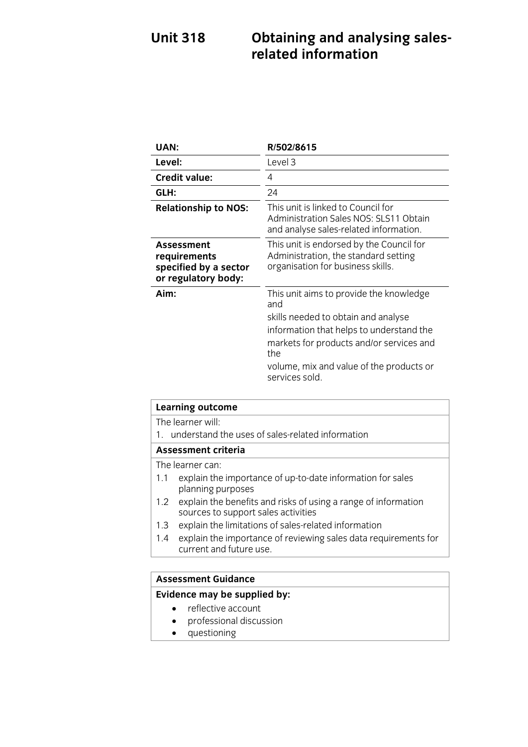# Unit 318 Obtaining and analysing sales-related information

| | |
|---|---|
| **UAN:** | **R/502/8615** |
| **Level:** | Level 3 |
| **Credit value:** | 4 |
| **GLH:** | 24 |
| **Relationship to NOS:** | This unit is linked to Council for Administration Sales NOS: SLS11 Obtain and analyse sales-related information. |
| **Assessment requirements specified by a sector or regulatory body:** | This unit is endorsed by the Council for Administration, the standard setting organisation for business skills. |
| **Aim:** | This unit aims to provide the knowledge and skills needed to obtain and analyse information that helps to understand the markets for products and/or services and the volume, mix and value of the products or services sold. |

| **Learning outcome** |
|---|
| The learner will: |
| 1. understand the uses of sales-related information |
| **Assessment criteria** |
| The learner can: |
| 1.1 explain the importance of up-to-date information for sales planning purposes |
| 1.2 explain the benefits and risks of using a range of information sources to support sales activities |
| 1.3 explain the limitations of sales-related information |
| 1.4 explain the importance of reviewing sales data requirements for current and future use. |

| **Assessment Guidance** |
|---|
| **Evidence may be supplied by:** |
| • reflective account |
| • professional discussion |
| • questioning |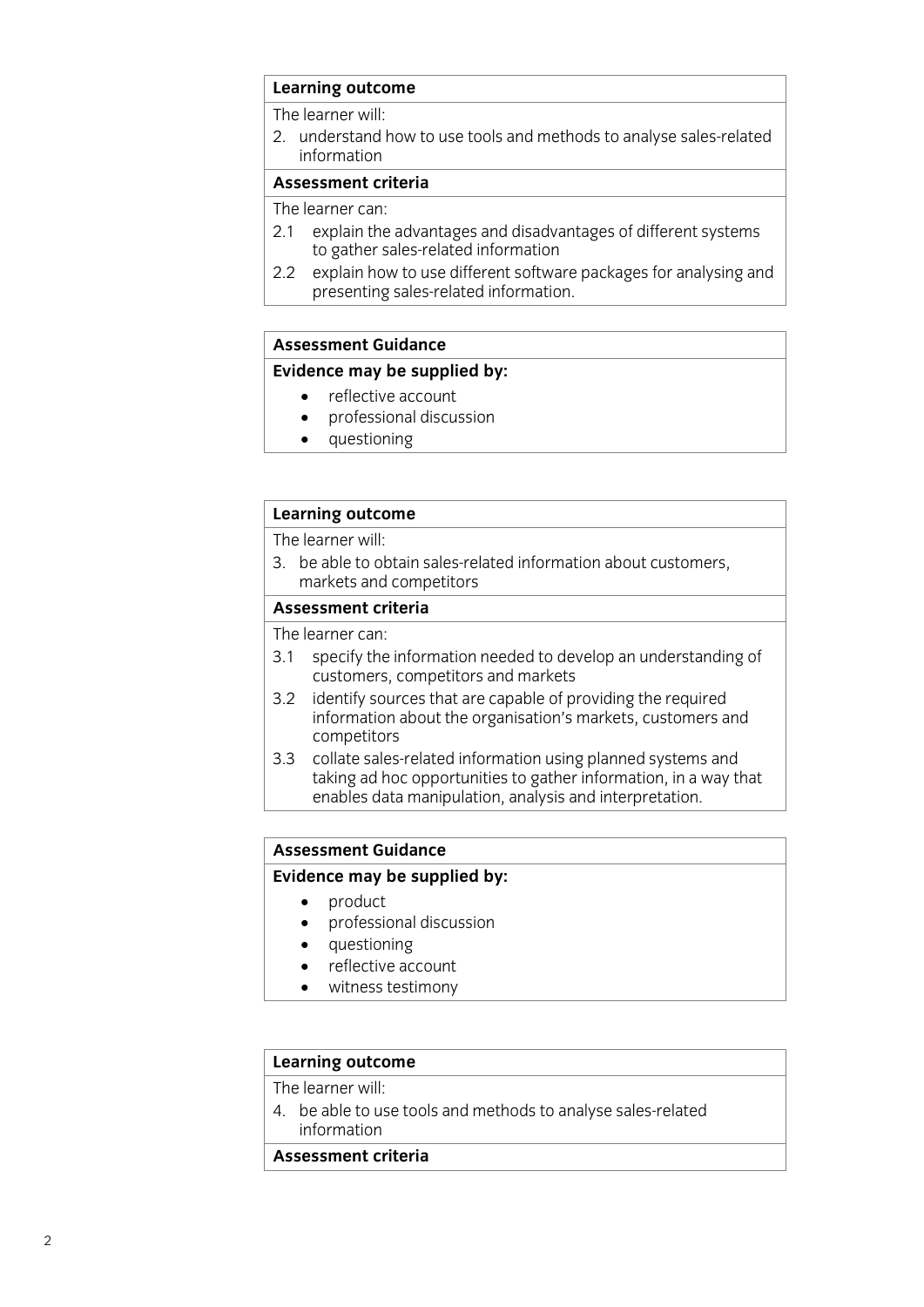| **Learning outcome** |
| --- |
| The learner will: |
| 2. understand how to use tools and methods to analyse sales-related information |
| **Assessment criteria** |
| The learner can: |
| 2.1 explain the advantages and disadvantages of different systems to gather sales-related information |
| 2.2 explain how to use different software packages for analysing and presenting sales-related information. |

| **Assessment Guidance** |
| --- |
| **Evidence may be supplied by:** |
| • reflective account<br>• professional discussion<br>• questioning |

| **Learning outcome** |
| --- |
| The learner will: |
| 3. be able to obtain sales-related information about customers, markets and competitors |
| **Assessment criteria** |
| The learner can: |
| 3.1 specify the information needed to develop an understanding of customers, competitors and markets |
| 3.2 identify sources that are capable of providing the required information about the organisation's markets, customers and competitors |
| 3.3 collate sales-related information using planned systems and taking ad hoc opportunities to gather information, in a way that enables data manipulation, analysis and interpretation. |

| **Assessment Guidance** |
| --- |
| **Evidence may be supplied by:** |
| • product<br>• professional discussion<br>• questioning<br>• reflective account<br>• witness testimony |

| **Learning outcome** |
| --- |
| The learner will: |
| 4. be able to use tools and methods to analyse sales-related information |
| **Assessment criteria** |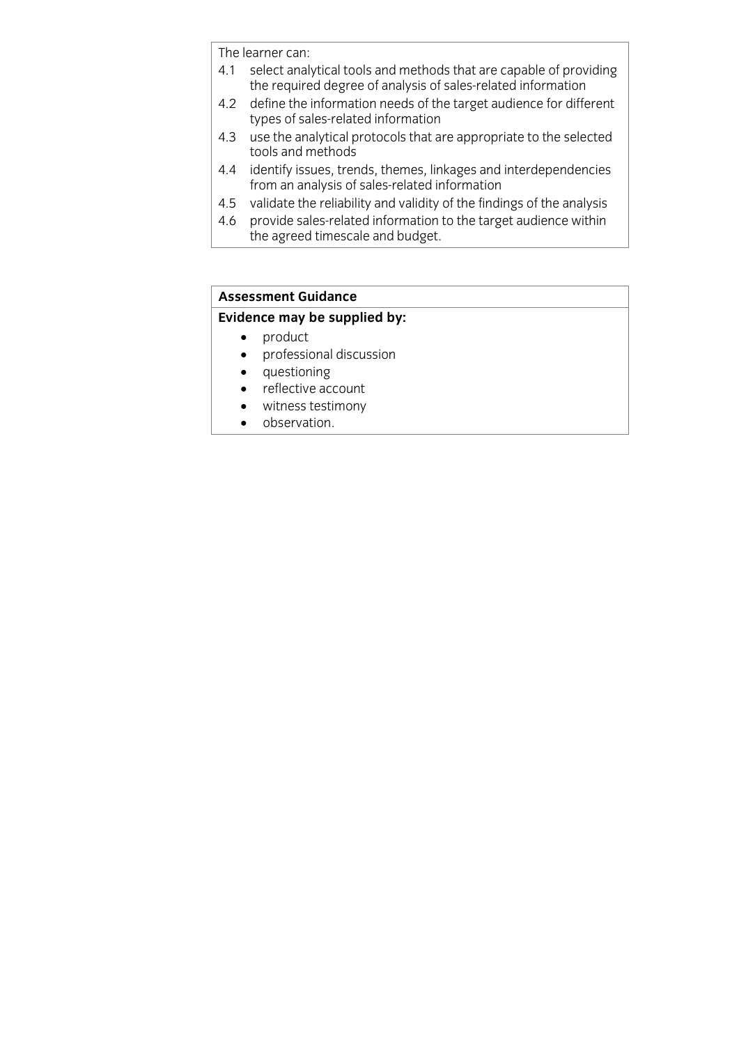The learner can:

4.1 select analytical tools and methods that are capable of providing the required degree of analysis of sales-related information

4.2 define the information needs of the target audience for different types of sales-related information

4.3 use the analytical protocols that are appropriate to the selected tools and methods

4.4 identify issues, trends, themes, linkages and interdependencies from an analysis of sales-related information

4.5 validate the reliability and validity of the findings of the analysis

4.6 provide sales-related information to the target audience within the agreed timescale and budget.

**Assessment Guidance**

**Evidence may be supplied by:**

- product
- professional discussion
- questioning
- reflective account
- witness testimony
- observation.